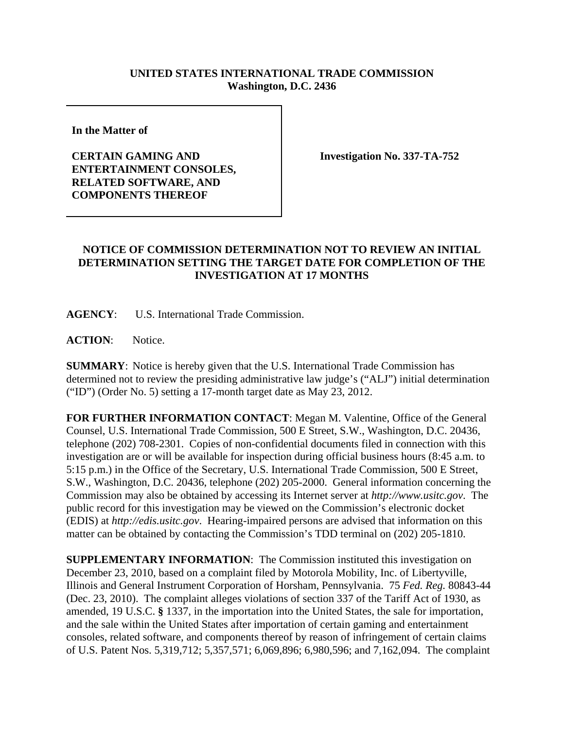**UNITED STATES INTERNATIONAL TRADE COMMISSION**
**Washington, D.C. 2436**

**In the Matter of**

**CERTAIN GAMING AND ENTERTAINMENT CONSOLES, RELATED SOFTWARE, AND COMPONENTS THEREOF**

**Investigation No. 337-TA-752**

## NOTICE OF COMMISSION DETERMINATION NOT TO REVIEW AN INITIAL DETERMINATION SETTING THE TARGET DATE FOR COMPLETION OF THE INVESTIGATION AT 17 MONTHS

**AGENCY**: U.S. International Trade Commission.

**ACTION**: Notice.

**SUMMARY**: Notice is hereby given that the U.S. International Trade Commission has determined not to review the presiding administrative law judge's ("ALJ") initial determination ("ID") (Order No. 5) setting a 17-month target date as May 23, 2012.

**FOR FURTHER INFORMATION CONTACT**: Megan M. Valentine, Office of the General Counsel, U.S. International Trade Commission, 500 E Street, S.W., Washington, D.C. 20436, telephone (202) 708-2301. Copies of non-confidential documents filed in connection with this investigation are or will be available for inspection during official business hours (8:45 a.m. to 5:15 p.m.) in the Office of the Secretary, U.S. International Trade Commission, 500 E Street, S.W., Washington, D.C. 20436, telephone (202) 205-2000. General information concerning the Commission may also be obtained by accessing its Internet server at *http://www.usitc.gov*. The public record for this investigation may be viewed on the Commission's electronic docket (EDIS) at *http://edis.usitc.gov*. Hearing-impaired persons are advised that information on this matter can be obtained by contacting the Commission's TDD terminal on (202) 205-1810.

**SUPPLEMENTARY INFORMATION**: The Commission instituted this investigation on December 23, 2010, based on a complaint filed by Motorola Mobility, Inc. of Libertyville, Illinois and General Instrument Corporation of Horsham, Pennsylvania. 75 *Fed. Reg.* 80843-44 (Dec. 23, 2010). The complaint alleges violations of section 337 of the Tariff Act of 1930, as amended, 19 U.S.C. **§** 1337, in the importation into the United States, the sale for importation, and the sale within the United States after importation of certain gaming and entertainment consoles, related software, and components thereof by reason of infringement of certain claims of U.S. Patent Nos. 5,319,712; 5,357,571; 6,069,896; 6,980,596; and 7,162,094. The complaint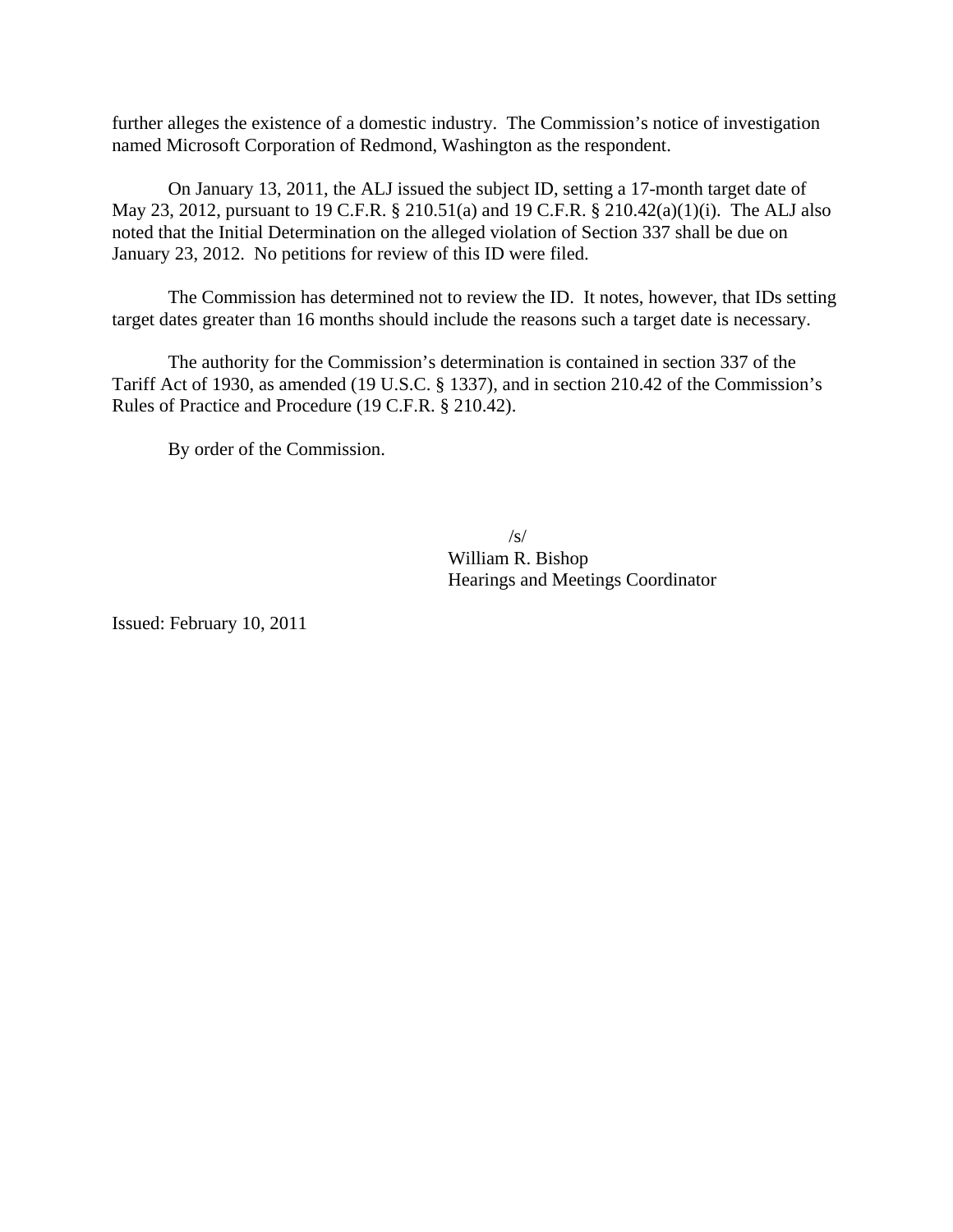further alleges the existence of a domestic industry. The Commission's notice of investigation named Microsoft Corporation of Redmond, Washington as the respondent.

On January 13, 2011, the ALJ issued the subject ID, setting a 17-month target date of May 23, 2012, pursuant to 19 C.F.R. § 210.51(a) and 19 C.F.R. § 210.42(a)(1)(i). The ALJ also noted that the Initial Determination on the alleged violation of Section 337 shall be due on January 23, 2012. No petitions for review of this ID were filed.

The Commission has determined not to review the ID. It notes, however, that IDs setting target dates greater than 16 months should include the reasons such a target date is necessary.

The authority for the Commission's determination is contained in section 337 of the Tariff Act of 1930, as amended (19 U.S.C. § 1337), and in section 210.42 of the Commission's Rules of Practice and Procedure (19 C.F.R. § 210.42).

By order of the Commission.

/s/
William R. Bishop
Hearings and Meetings Coordinator

Issued: February 10, 2011